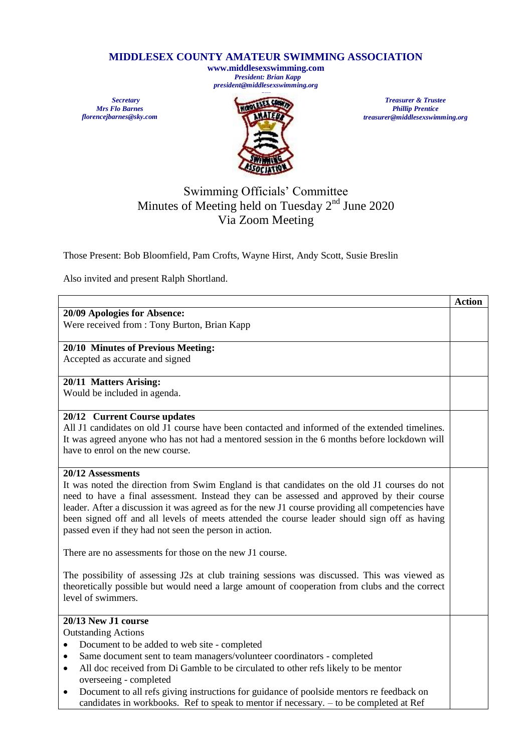# MIDDLESEX COUNTY AMATEUR SWIMMING ASSOCIATION

**www.middlesexswimming.com**
***President: Brian Kapp***
***president@middlesexswimming.org***

***Secretary***
***Mrs Flo Barnes***
***florencejbarnes@sky.com***

***Treasurer & Trustee***
***Phillip Prentice***
***treasurer@middlesexswimming.org***

## Swimming Officials' Committee
## Minutes of Meeting held on Tuesday 2nd June 2020
## Via Zoom Meeting

Those Present: Bob Bloomfield, Pam Crofts, Wayne Hirst, Andy Scott, Susie Breslin

Also invited and present Ralph Shortland.

| | Action |
|---|---|
| **20/09 Apologies for Absence:**<br>Were received from : Tony Burton, Brian Kapp | |
| **20/10 Minutes of Previous Meeting:**<br>Accepted as accurate and signed | |
| **20/11 Matters Arising:**<br>Would be included in agenda. | |
| **20/12 Current Course updates**<br>All J1 candidates on old J1 course have been contacted and informed of the extended timelines. It was agreed anyone who has not had a mentored session in the 6 months before lockdown will have to enrol on the new course. | |
| **20/12 Assessments**<br>It was noted the direction from Swim England is that candidates on the old J1 courses do not need to have a final assessment. Instead they can be assessed and approved by their course leader. After a discussion it was agreed as for the new J1 course providing all competencies have been signed off and all levels of meets attended the course leader should sign off as having passed even if they had not seen the person in action.<br><br>There are no assessments for those on the new J1 course.<br><br>The possibility of assessing J2s at club training sessions was discussed. This was viewed as theoretically possible but would need a large amount of cooperation from clubs and the correct level of swimmers. | |
| **20/13 New J1 course**<br>Outstanding Actions<br>• Document to be added to web site - completed<br>• Same document sent to team managers/volunteer coordinators - completed<br>• All doc received from Di Gamble to be circulated to other refs likely to be mentor overseeing - completed<br>• Document to all refs giving instructions for guidance of poolside mentors re feedback on candidates in workbooks. Ref to speak to mentor if necessary. – to be completed at Ref | |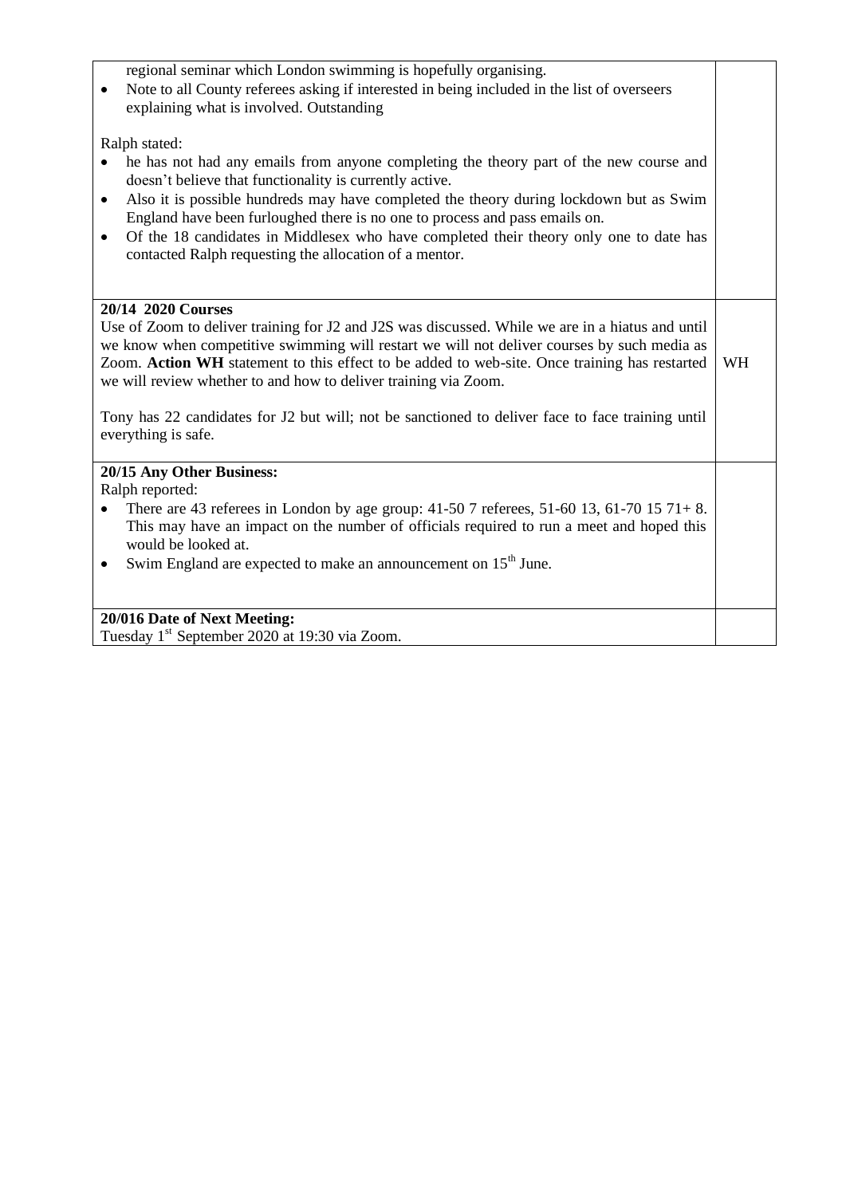| | |
|---|---|
| regional seminar which London swimming is hopefully organising.<br>• Note to all County referees asking if interested in being included in the list of overseers explaining what is involved. Outstanding<br><br>Ralph stated:<br>• he has not had any emails from anyone completing the theory part of the new course and doesn't believe that functionality is currently active.<br>• Also it is possible hundreds may have completed the theory during lockdown but as Swim England have been furloughed there is no one to process and pass emails on.<br>• Of the 18 candidates in Middlesex who have completed their theory only one to date has contacted Ralph requesting the allocation of a mentor. | |
| **20/14 2020 Courses**<br>Use of Zoom to deliver training for J2 and J2S was discussed. While we are in a hiatus and until we know when competitive swimming will restart we will not deliver courses by such media as Zoom. **Action WH** statement to this effect to be added to web-site. Once training has restarted we will review whether to and how to deliver training via Zoom.<br><br>Tony has 22 candidates for J2 but will; not be sanctioned to deliver face to face training until everything is safe. | WH |
| **20/15 Any Other Business:**<br>Ralph reported:<br>• There are 43 referees in London by age group: 41-50 7 referees, 51-60 13, 61-70 15 71+ 8. This may have an impact on the number of officials required to run a meet and hoped this would be looked at.<br>• Swim England are expected to make an announcement on 15th June. | |
| **20/016 Date of Next Meeting:**<br>Tuesday 1st September 2020 at 19:30 via Zoom. | |